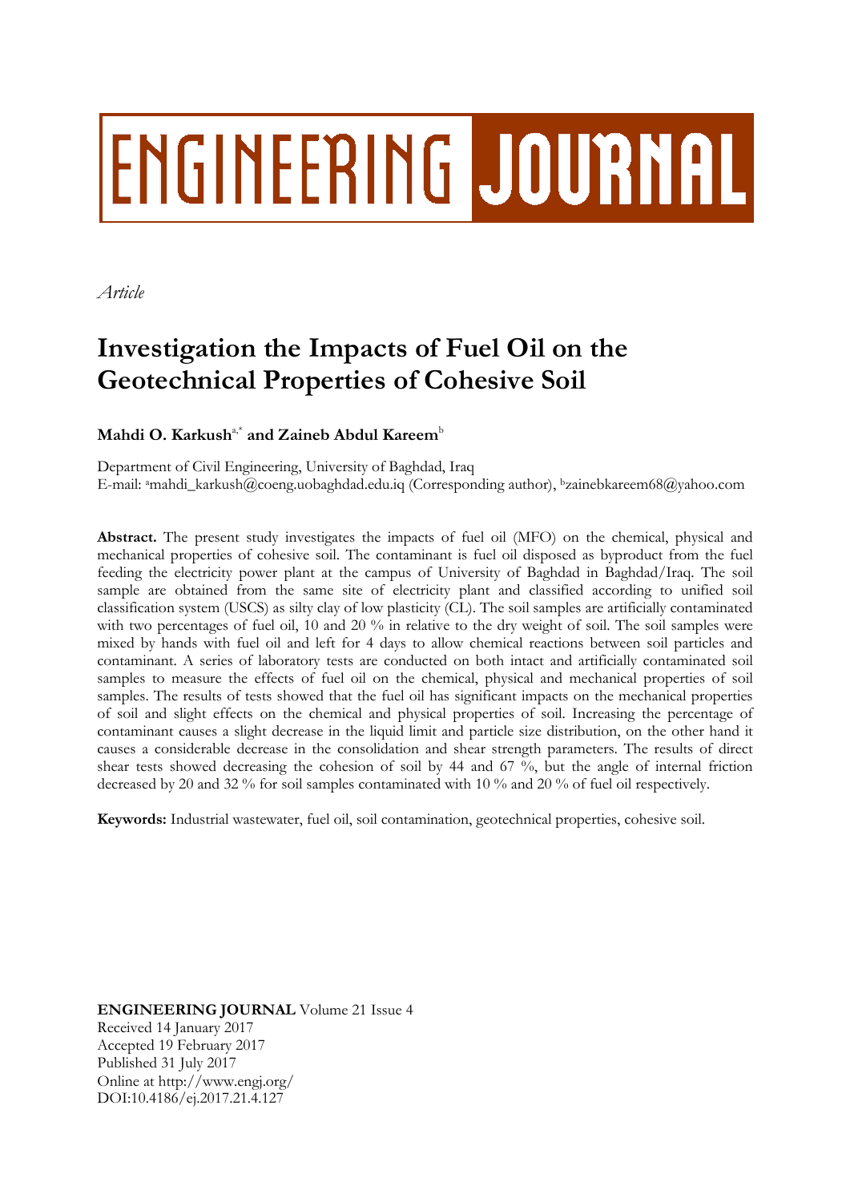ENGINEERING JOURNAL

*Article*

# Investigation the Impacts of Fuel Oil on the Geotechnical Properties of Cohesive Soil

**Mahdi O. Karkush**[a,*] **and Zaineb Abdul Kareem**[b]

Department of Civil Engineering, University of Baghdad, Iraq
E-mail: [a]mahdi_karkush@coeng.uobaghdad.edu.iq (Corresponding author), [b]zainebkareem68@yahoo.com

**Abstract.** The present study investigates the impacts of fuel oil (MFO) on the chemical, physical and mechanical properties of cohesive soil. The contaminant is fuel oil disposed as byproduct from the fuel feeding the electricity power plant at the campus of University of Baghdad in Baghdad/Iraq. The soil sample are obtained from the same site of electricity plant and classified according to unified soil classification system (USCS) as silty clay of low plasticity (CL). The soil samples are artificially contaminated with two percentages of fuel oil, 10 and 20 % in relative to the dry weight of soil. The soil samples were mixed by hands with fuel oil and left for 4 days to allow chemical reactions between soil particles and contaminant. A series of laboratory tests are conducted on both intact and artificially contaminated soil samples to measure the effects of fuel oil on the chemical, physical and mechanical properties of soil samples. The results of tests showed that the fuel oil has significant impacts on the mechanical properties of soil and slight effects on the chemical and physical properties of soil. Increasing the percentage of contaminant causes a slight decrease in the liquid limit and particle size distribution, on the other hand it causes a considerable decrease in the consolidation and shear strength parameters. The results of direct shear tests showed decreasing the cohesion of soil by 44 and 67 %, but the angle of internal friction decreased by 20 and 32 % for soil samples contaminated with 10 % and 20 % of fuel oil respectively.

**Keywords:** Industrial wastewater, fuel oil, soil contamination, geotechnical properties, cohesive soil.

**ENGINEERING JOURNAL** Volume 21 Issue 4
Received 14 January 2017
Accepted 19 February 2017
Published 31 July 2017
Online at http://www.engj.org/
DOI:10.4186/ej.2017.21.4.127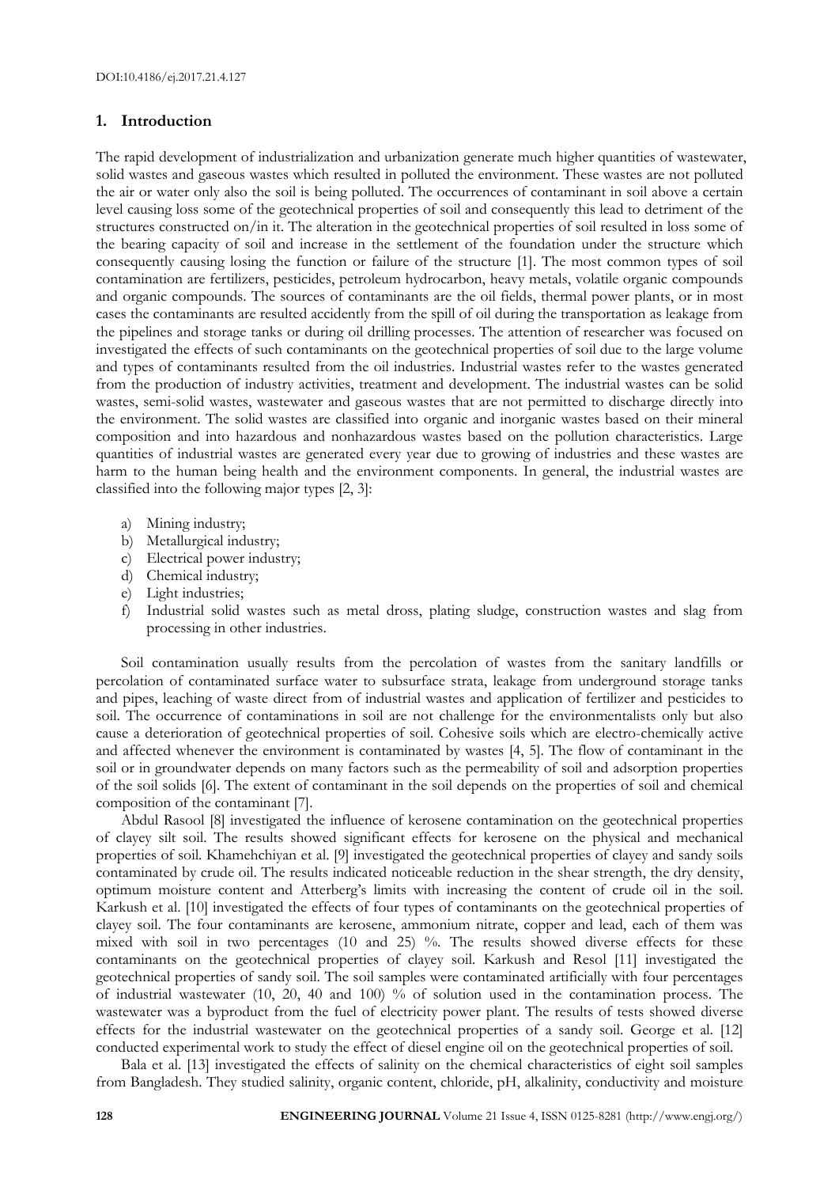## 1. Introduction

The rapid development of industrialization and urbanization generate much higher quantities of wastewater, solid wastes and gaseous wastes which resulted in polluted the environment. These wastes are not polluted the air or water only also the soil is being polluted. The occurrences of contaminant in soil above a certain level causing loss some of the geotechnical properties of soil and consequently this lead to detriment of the structures constructed on/in it. The alteration in the geotechnical properties of soil resulted in loss some of the bearing capacity of soil and increase in the settlement of the foundation under the structure which consequently causing losing the function or failure of the structure [1]. The most common types of soil contamination are fertilizers, pesticides, petroleum hydrocarbon, heavy metals, volatile organic compounds and organic compounds. The sources of contaminants are the oil fields, thermal power plants, or in most cases the contaminants are resulted accidently from the spill of oil during the transportation as leakage from the pipelines and storage tanks or during oil drilling processes. The attention of researcher was focused on investigated the effects of such contaminants on the geotechnical properties of soil due to the large volume and types of contaminants resulted from the oil industries. Industrial wastes refer to the wastes generated from the production of industry activities, treatment and development. The industrial wastes can be solid wastes, semi-solid wastes, wastewater and gaseous wastes that are not permitted to discharge directly into the environment. The solid wastes are classified into organic and inorganic wastes based on their mineral composition and into hazardous and nonhazardous wastes based on the pollution characteristics. Large quantities of industrial wastes are generated every year due to growing of industries and these wastes are harm to the human being health and the environment components. In general, the industrial wastes are classified into the following major types [2, 3]:

a) Mining industry;
b) Metallurgical industry;
c) Electrical power industry;
d) Chemical industry;
e) Light industries;
f) Industrial solid wastes such as metal dross, plating sludge, construction wastes and slag from processing in other industries.

Soil contamination usually results from the percolation of wastes from the sanitary landfills or percolation of contaminated surface water to subsurface strata, leakage from underground storage tanks and pipes, leaching of waste direct from of industrial wastes and application of fertilizer and pesticides to soil. The occurrence of contaminations in soil are not challenge for the environmentalists only but also cause a deterioration of geotechnical properties of soil. Cohesive soils which are electro-chemically active and affected whenever the environment is contaminated by wastes [4, 5]. The flow of contaminant in the soil or in groundwater depends on many factors such as the permeability of soil and adsorption properties of the soil solids [6]. The extent of contaminant in the soil depends on the properties of soil and chemical composition of the contaminant [7].

Abdul Rasool [8] investigated the influence of kerosene contamination on the geotechnical properties of clayey silt soil. The results showed significant effects for kerosene on the physical and mechanical properties of soil. Khamehchiyan et al. [9] investigated the geotechnical properties of clayey and sandy soils contaminated by crude oil. The results indicated noticeable reduction in the shear strength, the dry density, optimum moisture content and Atterberg's limits with increasing the content of crude oil in the soil. Karkush et al. [10] investigated the effects of four types of contaminants on the geotechnical properties of clayey soil. The four contaminants are kerosene, ammonium nitrate, copper and lead, each of them was mixed with soil in two percentages (10 and 25) %. The results showed diverse effects for these contaminants on the geotechnical properties of clayey soil. Karkush and Resol [11] investigated the geotechnical properties of sandy soil. The soil samples were contaminated artificially with four percentages of industrial wastewater (10, 20, 40 and 100) % of solution used in the contamination process. The wastewater was a byproduct from the fuel of electricity power plant. The results of tests showed diverse effects for the industrial wastewater on the geotechnical properties of a sandy soil. George et al. [12] conducted experimental work to study the effect of diesel engine oil on the geotechnical properties of soil.

Bala et al. [13] investigated the effects of salinity on the chemical characteristics of eight soil samples from Bangladesh. They studied salinity, organic content, chloride, pH, alkalinity, conductivity and moisture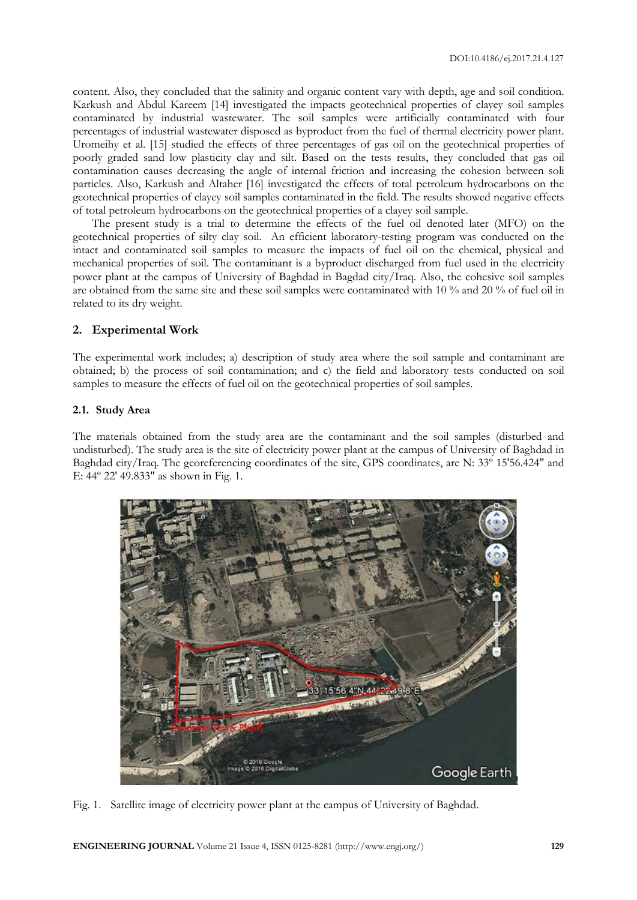content. Also, they concluded that the salinity and organic content vary with depth, age and soil condition. Karkush and Abdul Kareem [14] investigated the impacts geotechnical properties of clayey soil samples contaminated by industrial wastewater. The soil samples were artificially contaminated with four percentages of industrial wastewater disposed as byproduct from the fuel of thermal electricity power plant. Uromeihy et al. [15] studied the effects of three percentages of gas oil on the geotechnical properties of poorly graded sand low plasticity clay and silt. Based on the tests results, they concluded that gas oil contamination causes decreasing the angle of internal friction and increasing the cohesion between soli particles. Also, Karkush and Altaher [16] investigated the effects of total petroleum hydrocarbons on the geotechnical properties of clayey soil samples contaminated in the field. The results showed negative effects of total petroleum hydrocarbons on the geotechnical properties of a clayey soil sample.

The present study is a trial to determine the effects of the fuel oil denoted later (MFO) on the geotechnical properties of silty clay soil. An efficient laboratory-testing program was conducted on the intact and contaminated soil samples to measure the impacts of fuel oil on the chemical, physical and mechanical properties of soil. The contaminant is a byproduct discharged from fuel used in the electricity power plant at the campus of University of Baghdad in Bagdad city/Iraq. Also, the cohesive soil samples are obtained from the same site and these soil samples were contaminated with 10 % and 20 % of fuel oil in related to its dry weight.

## 2. Experimental Work

The experimental work includes; a) description of study area where the soil sample and contaminant are obtained; b) the process of soil contamination; and c) the field and laboratory tests conducted on soil samples to measure the effects of fuel oil on the geotechnical properties of soil samples.

### 2.1. Study Area

The materials obtained from the study area are the contaminant and the soil samples (disturbed and undisturbed). The study area is the site of electricity power plant at the campus of University of Baghdad in Baghdad city/Iraq. The georeferencing coordinates of the site, GPS coordinates, are N: 33º 15'56.424" and E: 44º 22' 49.833" as shown in Fig. 1.

Fig. 1. Satellite image of electricity power plant at the campus of University of Baghdad.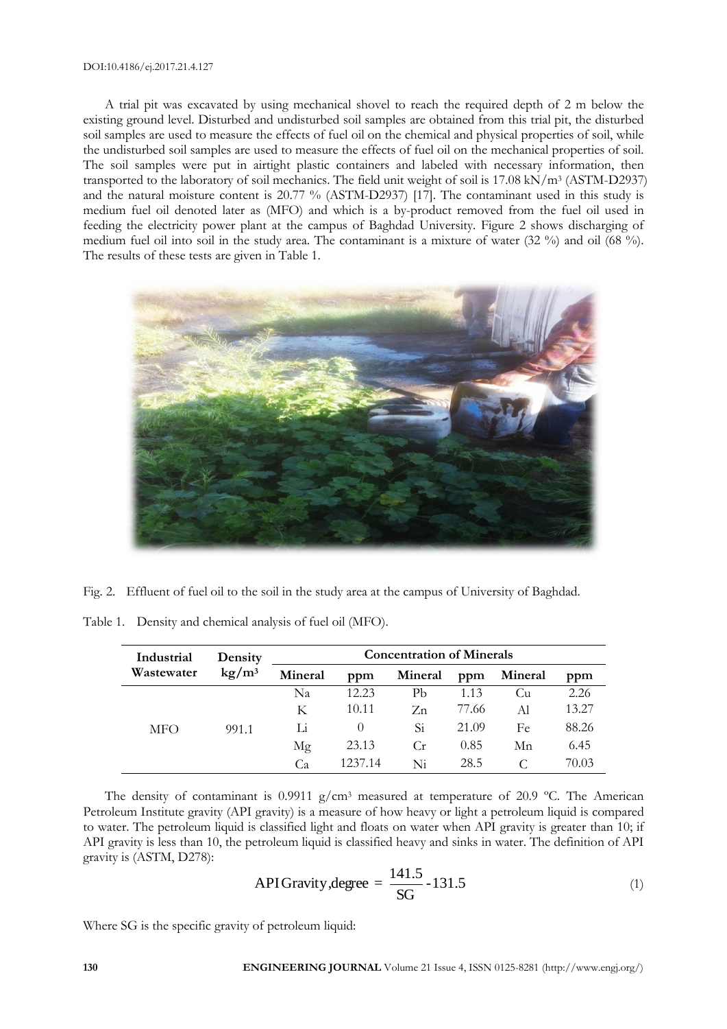A trial pit was excavated by using mechanical shovel to reach the required depth of 2 m below the existing ground level. Disturbed and undisturbed soil samples are obtained from this trial pit, the disturbed soil samples are used to measure the effects of fuel oil on the chemical and physical properties of soil, while the undisturbed soil samples are used to measure the effects of fuel oil on the mechanical properties of soil. The soil samples were put in airtight plastic containers and labeled with necessary information, then transported to the laboratory of soil mechanics. The field unit weight of soil is 17.08 kN/m$^3$ (ASTM-D2937) and the natural moisture content is 20.77 % (ASTM-D2937) [17]. The contaminant used in this study is medium fuel oil denoted later as (MFO) and which is a by-product removed from the fuel oil used in feeding the electricity power plant at the campus of Baghdad University. Figure 2 shows discharging of medium fuel oil into soil in the study area. The contaminant is a mixture of water (32 %) and oil (68 %). The results of these tests are given in Table 1.

Fig. 2. Effluent of fuel oil to the soil in the study area at the campus of University of Baghdad.

Table 1. Density and chemical analysis of fuel oil (MFO).

| Industrial Wastewater | Density kg/m$^3$ | Concentration of Minerals | | | | | |
|---|---|---|---|---|---|---|---|
| | | Mineral | ppm | Mineral | ppm | Mineral | ppm |
| MFO | 991.1 | Na | 12.23 | Pb | 1.13 | Cu | 2.26 |
| | | K | 10.11 | Zn | 77.66 | Al | 13.27 |
| | | Li | 0 | Si | 21.09 | Fe | 88.26 |
| | | Mg | 23.13 | Cr | 0.85 | Mn | 6.45 |
| | | Ca | 1237.14 | Ni | 28.5 | C | 70.03 |

The density of contaminant is 0.9911 g/cm$^3$ measured at temperature of 20.9 ºC. The American Petroleum Institute gravity (API gravity) is a measure of how heavy or light a petroleum liquid is compared to water. The petroleum liquid is classified light and floats on water when API gravity is greater than 10; if API gravity is less than 10, the petroleum liquid is classified heavy and sinks in water. The definition of API gravity is (ASTM, D278):

$$\text{API Gravity, degree} = \frac{141.5}{\text{SG}} - 131.5 \tag{1}$$

Where SG is the specific gravity of petroleum liquid: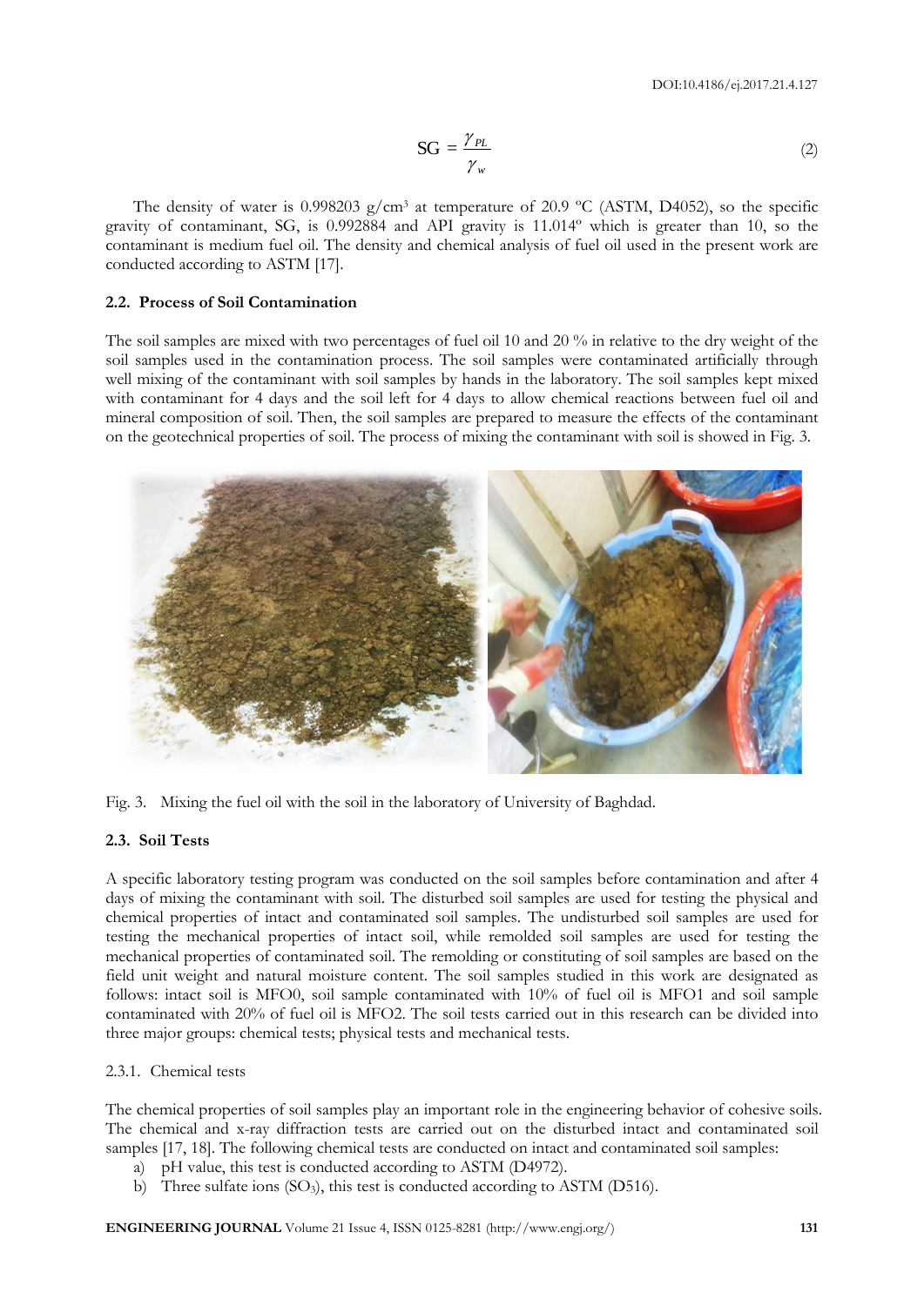$$SG = \frac{\gamma_{PL}}{\gamma_w} \tag{2}$$

The density of water is 0.998203 g/cm$^3$ at temperature of 20.9 ºC (ASTM, D4052), so the specific gravity of contaminant, SG, is 0.992884 and API gravity is 11.014º which is greater than 10, so the contaminant is medium fuel oil. The density and chemical analysis of fuel oil used in the present work are conducted according to ASTM [17].

### 2.2. Process of Soil Contamination

The soil samples are mixed with two percentages of fuel oil 10 and 20 % in relative to the dry weight of the soil samples used in the contamination process. The soil samples were contaminated artificially through well mixing of the contaminant with soil samples by hands in the laboratory. The soil samples kept mixed with contaminant for 4 days and the soil left for 4 days to allow chemical reactions between fuel oil and mineral composition of soil. Then, the soil samples are prepared to measure the effects of the contaminant on the geotechnical properties of soil. The process of mixing the contaminant with soil is showed in Fig. 3.

Fig. 3. Mixing the fuel oil with the soil in the laboratory of University of Baghdad.

### 2.3. Soil Tests

A specific laboratory testing program was conducted on the soil samples before contamination and after 4 days of mixing the contaminant with soil. The disturbed soil samples are used for testing the physical and chemical properties of intact and contaminated soil samples. The undisturbed soil samples are used for testing the mechanical properties of intact soil, while remolded soil samples are used for testing the mechanical properties of contaminated soil. The remolding or constituting of soil samples are based on the field unit weight and natural moisture content. The soil samples studied in this work are designated as follows: intact soil is MFO0, soil sample contaminated with 10% of fuel oil is MFO1 and soil sample contaminated with 20% of fuel oil is MFO2. The soil tests carried out in this research can be divided into three major groups: chemical tests; physical tests and mechanical tests.

#### 2.3.1. Chemical tests

The chemical properties of soil samples play an important role in the engineering behavior of cohesive soils. The chemical and x-ray diffraction tests are carried out on the disturbed intact and contaminated soil samples [17, 18]. The following chemical tests are conducted on intact and contaminated soil samples:

a) pH value, this test is conducted according to ASTM (D4972).
b) Three sulfate ions ($SO_3$), this test is conducted according to ASTM (D516).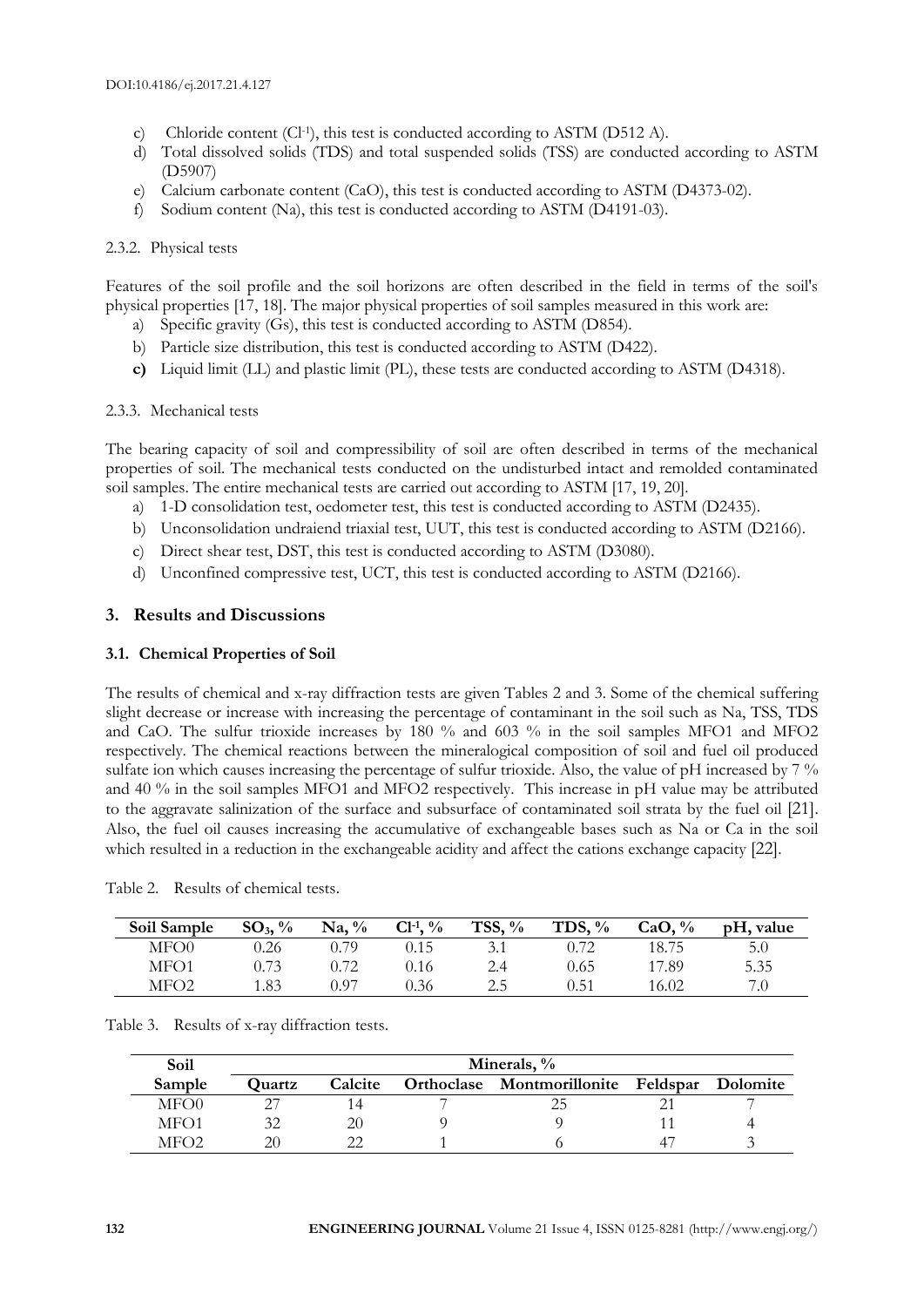c) Chloride content ($Cl^{-1}$), this test is conducted according to ASTM (D512 A).
d) Total dissolved solids (TDS) and total suspended solids (TSS) are conducted according to ASTM (D5907)
e) Calcium carbonate content (CaO), this test is conducted according to ASTM (D4373-02).
f) Sodium content (Na), this test is conducted according to ASTM (D4191-03).

#### 2.3.2. Physical tests

Features of the soil profile and the soil horizons are often described in the field in terms of the soil's physical properties [17, 18]. The major physical properties of soil samples measured in this work are:

a) Specific gravity (Gs), this test is conducted according to ASTM (D854).
b) Particle size distribution, this test is conducted according to ASTM (D422).
**c)** Liquid limit (LL) and plastic limit (PL), these tests are conducted according to ASTM (D4318).

#### 2.3.3. Mechanical tests

The bearing capacity of soil and compressibility of soil are often described in terms of the mechanical properties of soil. The mechanical tests conducted on the undisturbed intact and remolded contaminated soil samples. The entire mechanical tests are carried out according to ASTM [17, 19, 20].

a) 1-D consolidation test, oedometer test, this test is conducted according to ASTM (D2435).
b) Unconsolidation undraiend triaxial test, UUT, this test is conducted according to ASTM (D2166).
c) Direct shear test, DST, this test is conducted according to ASTM (D3080).
d) Unconfined compressive test, UCT, this test is conducted according to ASTM (D2166).

## 3. Results and Discussions

### 3.1. Chemical Properties of Soil

The results of chemical and x-ray diffraction tests are given Tables 2 and 3. Some of the chemical suffering slight decrease or increase with increasing the percentage of contaminant in the soil such as Na, TSS, TDS and CaO. The sulfur trioxide increases by 180 % and 603 % in the soil samples MFO1 and MFO2 respectively. The chemical reactions between the mineralogical composition of soil and fuel oil produced sulfate ion which causes increasing the percentage of sulfur trioxide. Also, the value of pH increased by 7 % and 40 % in the soil samples MFO1 and MFO2 respectively. This increase in pH value may be attributed to the aggravate salinization of the surface and subsurface of contaminated soil strata by the fuel oil [21]. Also, the fuel oil causes increasing the accumulative of exchangeable bases such as Na or Ca in the soil which resulted in a reduction in the exchangeable acidity and affect the cations exchange capacity [22].

Table 2. Results of chemical tests.

| Soil Sample | $SO_3$, % | Na, % | $Cl^{-1}$, % | TSS, % | TDS, % | CaO, % | pH, value |
|---|---|---|---|---|---|---|---|
| MFO0 | 0.26 | 0.79 | 0.15 | 3.1 | 0.72 | 18.75 | 5.0 |
| MFO1 | 0.73 | 0.72 | 0.16 | 2.4 | 0.65 | 17.89 | 5.35 |
| MFO2 | 1.83 | 0.97 | 0.36 | 2.5 | 0.51 | 16.02 | 7.0 |

Table 3. Results of x-ray diffraction tests.

| Soil Sample | Minerals, % | | | | | |
|---|---|---|---|---|---|---|
| | Quartz | Calcite | Orthoclase | Montmorillonite | Feldspar | Dolomite |
| MFO0 | 27 | 14 | 7 | 25 | 21 | 7 |
| MFO1 | 32 | 20 | 9 | 9 | 11 | 4 |
| MFO2 | 20 | 22 | 1 | 6 | 47 | 3 |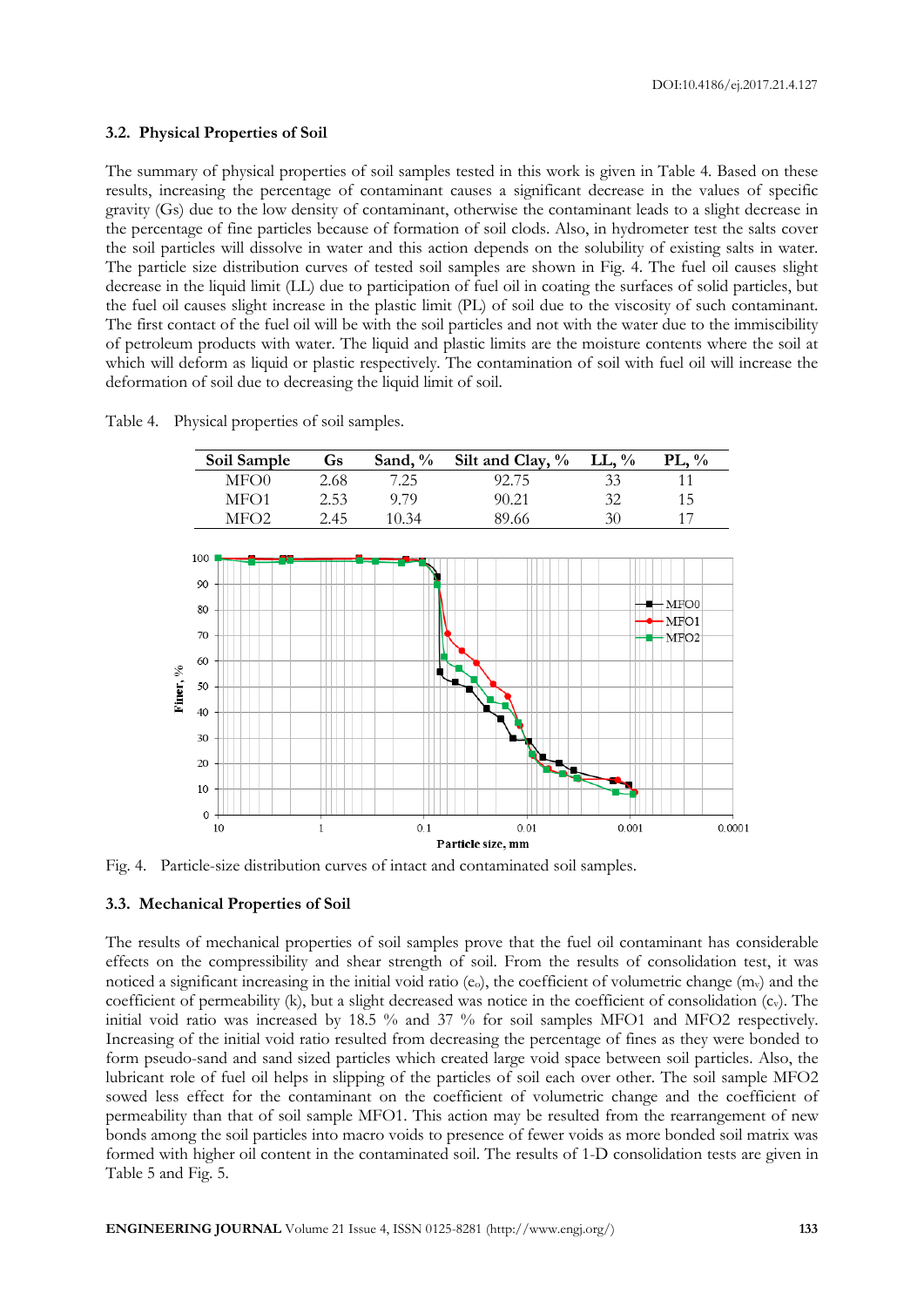### 3.2. Physical Properties of Soil

The summary of physical properties of soil samples tested in this work is given in Table 4. Based on these results, increasing the percentage of contaminant causes a significant decrease in the values of specific gravity (Gs) due to the low density of contaminant, otherwise the contaminant leads to a slight decrease in the percentage of fine particles because of formation of soil clods. Also, in hydrometer test the salts cover the soil particles will dissolve in water and this action depends on the solubility of existing salts in water. The particle size distribution curves of tested soil samples are shown in Fig. 4. The fuel oil causes slight decrease in the liquid limit (LL) due to participation of fuel oil in coating the surfaces of solid particles, but the fuel oil causes slight increase in the plastic limit (PL) of soil due to the viscosity of such contaminant. The first contact of the fuel oil will be with the soil particles and not with the water due to the immiscibility of petroleum products with water. The liquid and plastic limits are the moisture contents where the soil at which will deform as liquid or plastic respectively. The contamination of soil with fuel oil will increase the deformation of soil due to decreasing the liquid limit of soil.

Table 4. Physical properties of soil samples.

| Soil Sample | Gs | Sand, % | Silt and Clay, % | LL, % | PL, % |
|---|---|---|---|---|---|
| MFO0 | 2.68 | 7.25 | 92.75 | 33 | 11 |
| MFO1 | 2.53 | 9.79 | 90.21 | 32 | 15 |
| MFO2 | 2.45 | 10.34 | 89.66 | 30 | 17 |

Finer, %

100
90
80
70
60
50
40
30
20
10
0

10
1
0.1
0.01
0.001
0.0001

Particle size, mm

MFO0
MFO1
MFO2

Fig. 4. Particle-size distribution curves of intact and contaminated soil samples.

### 3.3. Mechanical Properties of Soil

The results of mechanical properties of soil samples prove that the fuel oil contaminant has considerable effects on the compressibility and shear strength of soil. From the results of consolidation test, it was noticed a significant increasing in the initial void ratio ($e_o$), the coefficient of volumetric change ($m_v$) and the coefficient of permeability (k), but a slight decreased was notice in the coefficient of consolidation ($c_v$). The initial void ratio was increased by 18.5 % and 37 % for soil samples MFO1 and MFO2 respectively. Increasing of the initial void ratio resulted from decreasing the percentage of fines as they were bonded to form pseudo-sand and sand sized particles which created large void space between soil particles. Also, the lubricant role of fuel oil helps in slipping of the particles of soil each over other. The soil sample MFO2 sowed less effect for the contaminant on the coefficient of volumetric change and the coefficient of permeability than that of soil sample MFO1. This action may be resulted from the rearrangement of new bonds among the soil particles into macro voids to presence of fewer voids as more bonded soil matrix was formed with higher oil content in the contaminated soil. The results of 1-D consolidation tests are given in Table 5 and Fig. 5.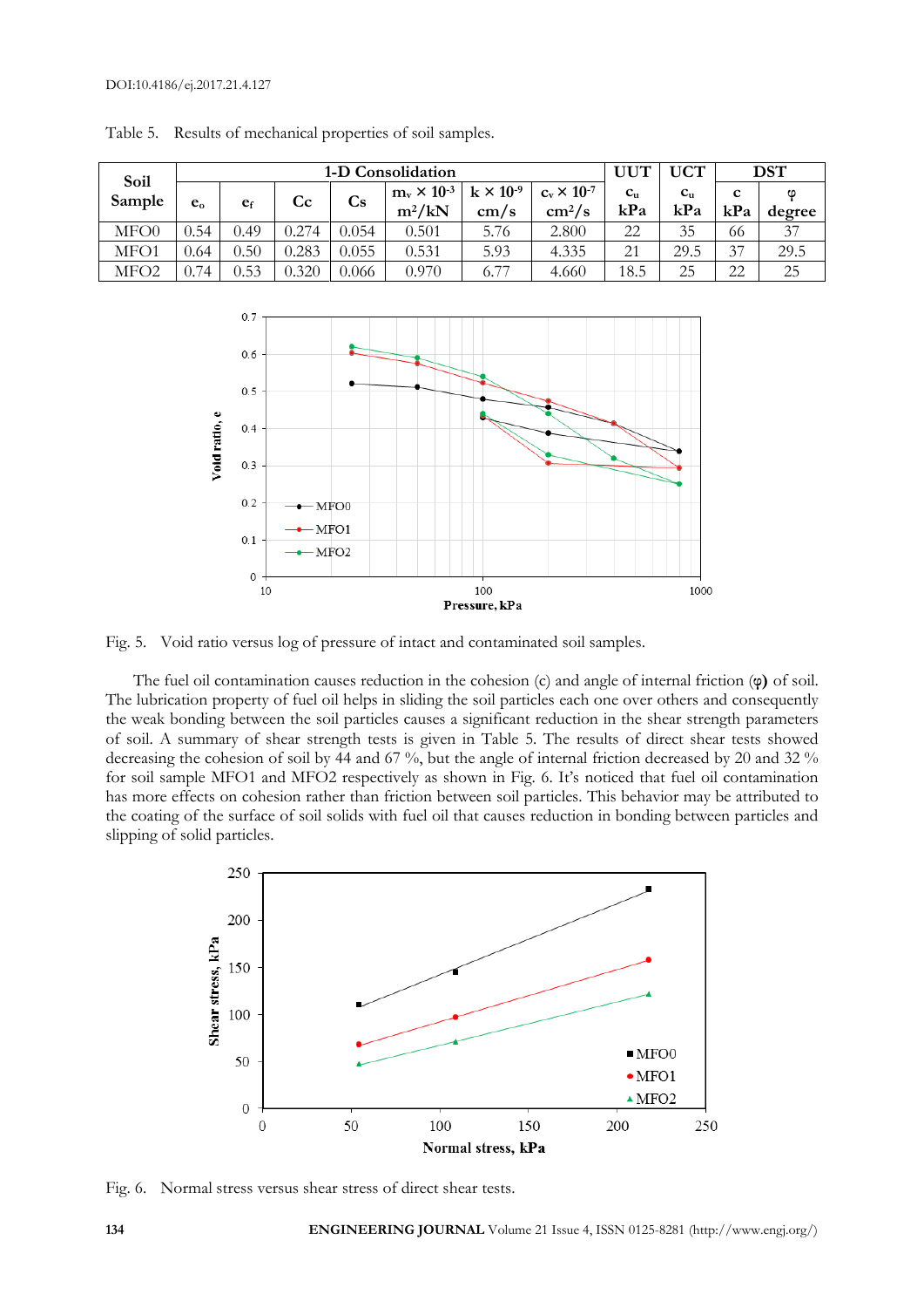Table 5. Results of mechanical properties of soil samples.

| Soil Sample | 1-D Consolidation | | | | | | | UUT | UCT | DST | |
|---|---|---|---|---|---|---|---|---|---|---|---|
| | $e_o$ | $e_f$ | Cc | Cs | $m_v \times 10^{-3}$ $m^2/kN$ | $k \times 10^{-9}$ cm/s | $c_v \times 10^{-7}$ $cm^2/s$ | $c_u$ kPa | $c_u$ kPa | c kPa | φ degree |
| MFO0 | 0.54 | 0.49 | 0.274 | 0.054 | 0.501 | 5.76 | 2.800 | 22 | 35 | 66 | 37 |
| MFO1 | 0.64 | 0.50 | 0.283 | 0.055 | 0.531 | 5.93 | 4.335 | 21 | 29.5 | 37 | 29.5 |
| MFO2 | 0.74 | 0.53 | 0.320 | 0.066 | 0.970 | 6.77 | 4.660 | 18.5 | 25 | 22 | 25 |

Void ratio, e
0.7
0.6
0.5
0.4
0.3
0.2
0.1
0
10
100
1000
Pressure, kPa
MFO0
MFO1
MFO2

Fig. 5. Void ratio versus log of pressure of intact and contaminated soil samples.

The fuel oil contamination causes reduction in the cohesion (c) and angle of internal friction (**φ)** of soil. The lubrication property of fuel oil helps in sliding the soil particles each one over others and consequently the weak bonding between the soil particles causes a significant reduction in the shear strength parameters of soil. A summary of shear strength tests is given in Table 5. The results of direct shear tests showed decreasing the cohesion of soil by 44 and 67 %, but the angle of internal friction decreased by 20 and 32 % for soil sample MFO1 and MFO2 respectively as shown in Fig. 6. It's noticed that fuel oil contamination has more effects on cohesion rather than friction between soil particles. This behavior may be attributed to the coating of the surface of soil solids with fuel oil that causes reduction in bonding between particles and slipping of solid particles.

Shear stress, kPa
250
200
150
100
50
0
0
50
100
150
200
250
Normal stress, kPa
MFO0
MFO1
MFO2

Fig. 6. Normal stress versus shear stress of direct shear tests.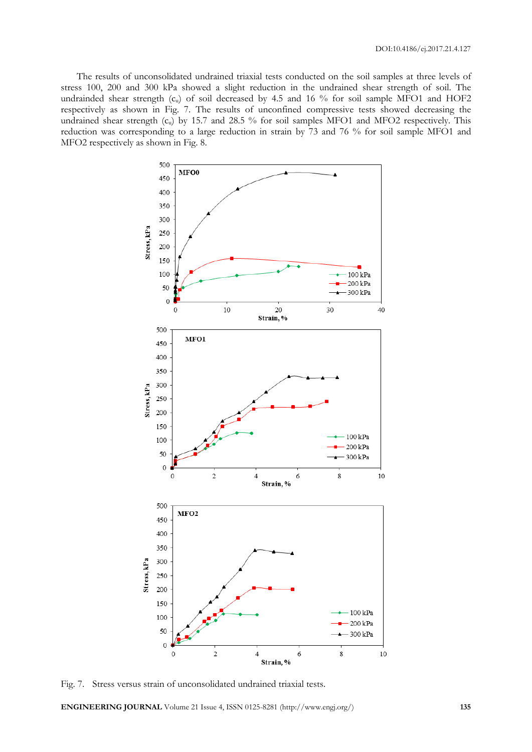The results of unconsolidated undrained triaxial tests conducted on the soil samples at three levels of stress 100, 200 and 300 kPa showed a slight reduction in the undrained shear strength of soil. The undrainded shear strength ($c_u$) of soil decreased by 4.5 and 16 % for soil sample MFO1 and HOF2 respectively as shown in Fig. 7. The results of unconfined compressive tests showed decreasing the undrained shear strength ($c_u$) by 15.7 and 28.5 % for soil samples MFO1 and MFO2 respectively. This reduction was corresponding to a large reduction in strain by 73 and 76 % for soil sample MFO1 and MFO2 respectively as shown in Fig. 8.

MFO0

Stress, kPa

Strain, %

100 kPa
200 kPa
300 kPa

MFO1

Stress, kPa

Strain, %

100 kPa
200 kPa
300 kPa

MFO2

Stress, kPa

Strain, %

100 kPa
200 kPa
300 kPa

Fig. 7. Stress versus strain of unconsolidated undrained triaxial tests.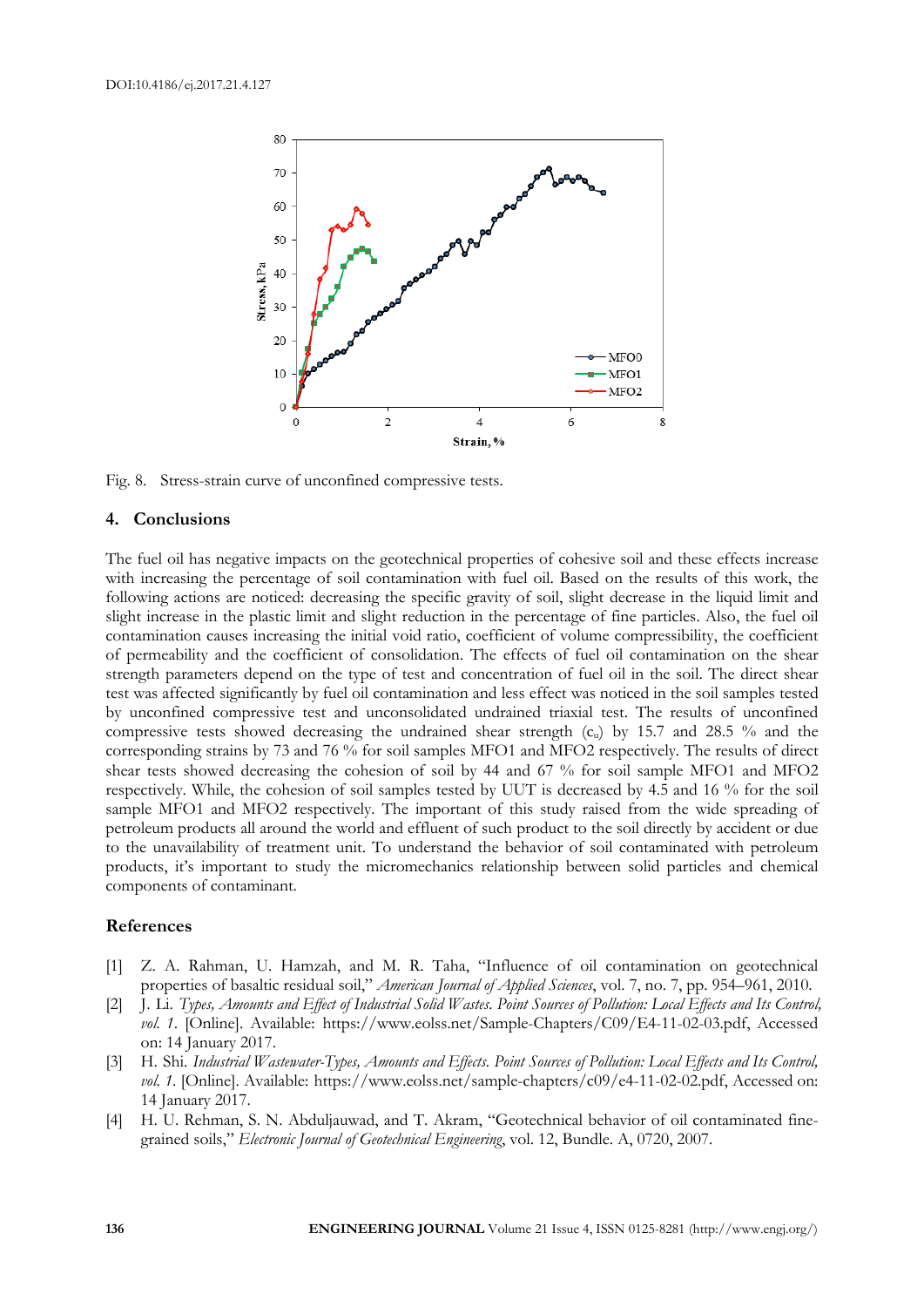Stress, kPa

80
70
60
50
40
30
20
10
0

0
2
4
6
8

Strain, %

MFO0
MFO1
MFO2

Fig. 8. Stress-strain curve of unconfined compressive tests.

## 4. Conclusions

The fuel oil has negative impacts on the geotechnical properties of cohesive soil and these effects increase with increasing the percentage of soil contamination with fuel oil. Based on the results of this work, the following actions are noticed: decreasing the specific gravity of soil, slight decrease in the liquid limit and slight increase in the plastic limit and slight reduction in the percentage of fine particles. Also, the fuel oil contamination causes increasing the initial void ratio, coefficient of volume compressibility, the coefficient of permeability and the coefficient of consolidation. The effects of fuel oil contamination on the shear strength parameters depend on the type of test and concentration of fuel oil in the soil. The direct shear test was affected significantly by fuel oil contamination and less effect was noticed in the soil samples tested by unconfined compressive test and unconsolidated undrained triaxial test. The results of unconfined compressive tests showed decreasing the undrained shear strength ($c_u$) by 15.7 and 28.5 % and the corresponding strains by 73 and 76 % for soil samples MFO1 and MFO2 respectively. The results of direct shear tests showed decreasing the cohesion of soil by 44 and 67 % for soil sample MFO1 and MFO2 respectively. While, the cohesion of soil samples tested by UUT is decreased by 4.5 and 16 % for the soil sample MFO1 and MFO2 respectively. The important of this study raised from the wide spreading of petroleum products all around the world and effluent of such product to the soil directly by accident or due to the unavailability of treatment unit. To understand the behavior of soil contaminated with petroleum products, it's important to study the micromechanics relationship between solid particles and chemical components of contaminant.

## References

[1] Z. A. Rahman, U. Hamzah, and M. R. Taha, "Influence of oil contamination on geotechnical properties of basaltic residual soil," *American Journal of Applied Sciences*, vol. 7, no. 7, pp. 954–961, 2010.

[2] J. Li. *Types, Amounts and Effect of Industrial Solid Wastes. Point Sources of Pollution: Local Effects and Its Control, vol. 1*. [Online]. Available: https://www.eolss.net/Sample-Chapters/C09/E4-11-02-03.pdf, Accessed on: 14 January 2017.

[3] H. Shi. *Industrial Wastewater-Types, Amounts and Effects. Point Sources of Pollution: Local Effects and Its Control, vol. 1*. [Online]. Available: https://www.eolss.net/sample-chapters/c09/e4-11-02-02.pdf, Accessed on: 14 January 2017.

[4] H. U. Rehman, S. N. Abduljauwad, and T. Akram, "Geotechnical behavior of oil contaminated fine-grained soils," *Electronic Journal of Geotechnical Engineering*, vol. 12, Bundle. A, 0720, 2007.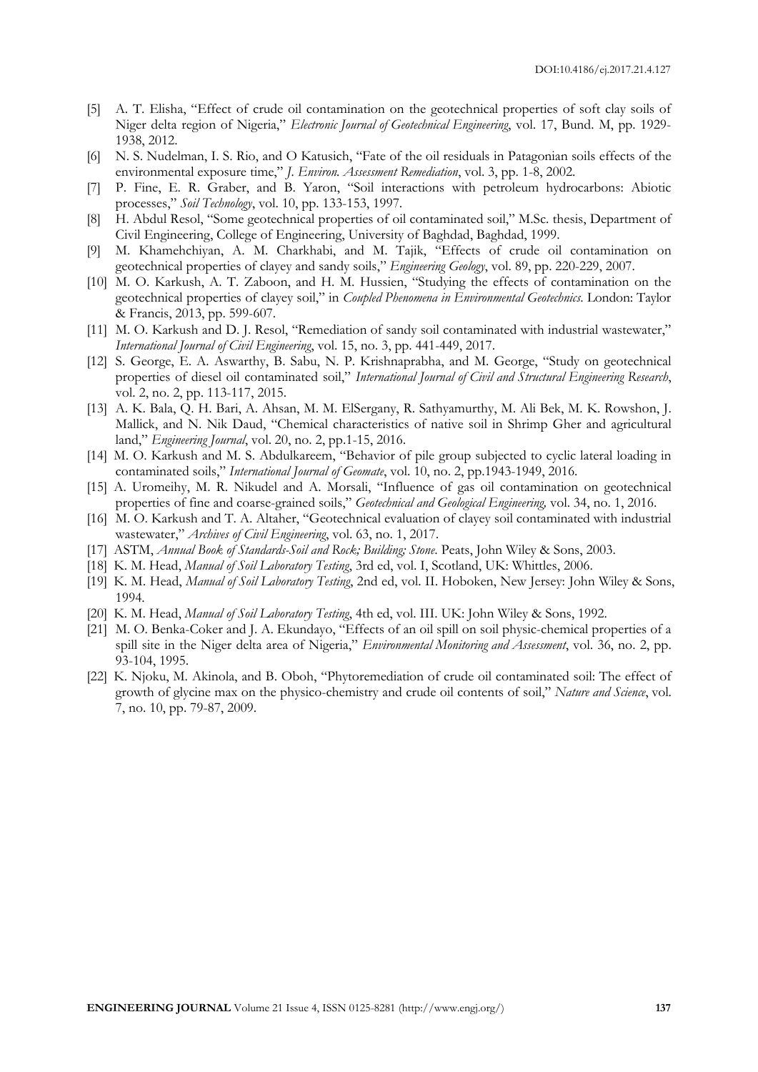[5] A. T. Elisha, "Effect of crude oil contamination on the geotechnical properties of soft clay soils of Niger delta region of Nigeria," *Electronic Journal of Geotechnical Engineering*, vol. 17, Bund. M, pp. 1929-1938, 2012.

[6] N. S. Nudelman, I. S. Rio, and O Katusich, "Fate of the oil residuals in Patagonian soils effects of the environmental exposure time," *J. Environ. Assessment Remediation*, vol. 3, pp. 1-8, 2002.

[7] P. Fine, E. R. Graber, and B. Yaron, "Soil interactions with petroleum hydrocarbons: Abiotic processes," *Soil Technology*, vol. 10, pp. 133-153, 1997.

[8] H. Abdul Resol, "Some geotechnical properties of oil contaminated soil," M.Sc. thesis, Department of Civil Engineering, College of Engineering, University of Baghdad, Baghdad, 1999.

[9] M. Khamehchiyan, A. M. Charkhabi, and M. Tajik, "Effects of crude oil contamination on geotechnical properties of clayey and sandy soils," *Engineering Geology*, vol. 89, pp. 220-229, 2007.

[10] M. O. Karkush, A. T. Zaboon, and H. M. Hussien, "Studying the effects of contamination on the geotechnical properties of clayey soil," in *Coupled Phenomena in Environmental Geotechnics*. London: Taylor & Francis, 2013, pp. 599-607.

[11] M. O. Karkush and D. J. Resol, "Remediation of sandy soil contaminated with industrial wastewater," *International Journal of Civil Engineering*, vol. 15, no. 3, pp. 441-449, 2017.

[12] S. George, E. A. Aswarthy, B. Sabu, N. P. Krishnaprabha, and M. George, "Study on geotechnical properties of diesel oil contaminated soil," *International Journal of Civil and Structural Engineering Research*, vol. 2, no. 2, pp. 113-117, 2015.

[13] A. K. Bala, Q. H. Bari, A. Ahsan, M. M. ElSergany, R. Sathyamurthy, M. Ali Bek, M. K. Rowshon, J. Mallick, and N. Nik Daud, "Chemical characteristics of native soil in Shrimp Gher and agricultural land," *Engineering Journal*, vol. 20, no. 2, pp.1-15, 2016.

[14] M. O. Karkush and M. S. Abdulkareem, "Behavior of pile group subjected to cyclic lateral loading in contaminated soils," *International Journal of Geomate*, vol. 10, no. 2, pp.1943-1949, 2016.

[15] A. Uromeihy, M. R. Nikudel and A. Morsali, "Influence of gas oil contamination on geotechnical properties of fine and coarse-grained soils," *Geotechnical and Geological Engineering,* vol. 34, no. 1, 2016.

[16] M. O. Karkush and T. A. Altaher, "Geotechnical evaluation of clayey soil contaminated with industrial wastewater," *Archives of Civil Engineering*, vol. 63, no. 1, 2017.

[17] ASTM, *Annual Book of Standards-Soil and Rock; Building; Stone*. Peats, John Wiley & Sons, 2003.

[18] K. M. Head, *Manual of Soil Laboratory Testing*, 3rd ed, vol. I, Scotland, UK: Whittles, 2006.

[19] K. M. Head, *Manual of Soil Laboratory Testing*, 2nd ed, vol. II. Hoboken, New Jersey: John Wiley & Sons, 1994.

[20] K. M. Head, *Manual of Soil Laboratory Testing*, 4th ed, vol. III. UK: John Wiley & Sons, 1992.

[21] M. O. Benka-Coker and J. A. Ekundayo, "Effects of an oil spill on soil physic-chemical properties of a spill site in the Niger delta area of Nigeria," *Environmental Monitoring and Assessment*, vol. 36, no. 2, pp. 93-104, 1995.

[22] K. Njoku, M. Akinola, and B. Oboh, "Phytoremediation of crude oil contaminated soil: The effect of growth of glycine max on the physico-chemistry and crude oil contents of soil," *Nature and Science*, vol. 7, no. 10, pp. 79-87, 2009.